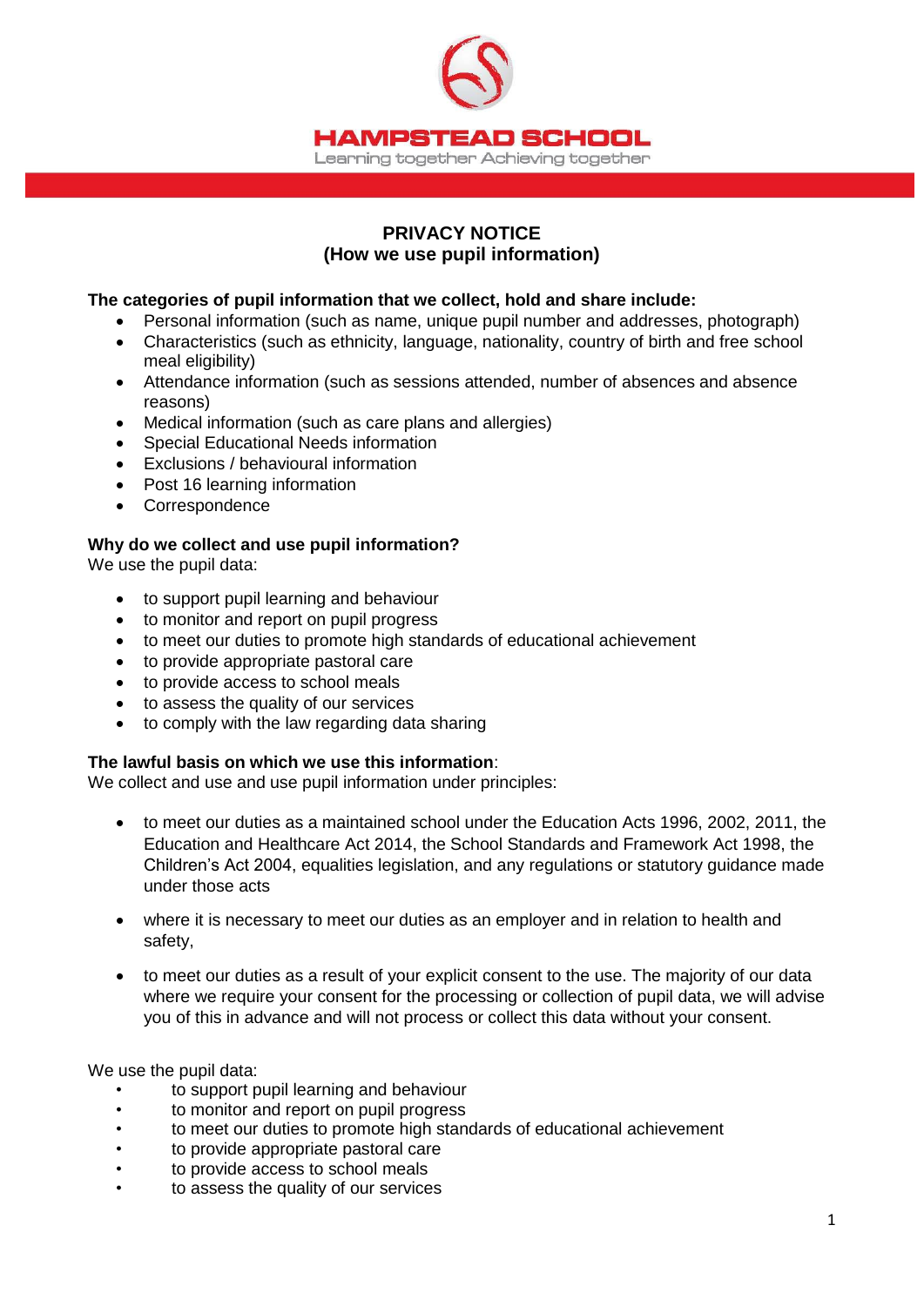HAMPSTEAD SCHOOL

Learning together Achieving together

# PRIVACY NOTICE
## (How we use pupil information)

**The categories of pupil information that we collect, hold and share include:**

- Personal information (such as name, unique pupil number and addresses, photograph)
- Characteristics (such as ethnicity, language, nationality, country of birth and free school meal eligibility)
- Attendance information (such as sessions attended, number of absences and absence reasons)
- Medical information (such as care plans and allergies)
- Special Educational Needs information
- Exclusions / behavioural information
- Post 16 learning information
- Correspondence

**Why do we collect and use pupil information?**

We use the pupil data:

- to support pupil learning and behaviour
- to monitor and report on pupil progress
- to meet our duties to promote high standards of educational achievement
- to provide appropriate pastoral care
- to provide access to school meals
- to assess the quality of our services
- to comply with the law regarding data sharing

**The lawful basis on which we use this information**:

We collect and use and use pupil information under principles:

- to meet our duties as a maintained school under the Education Acts 1996, 2002, 2011, the Education and Healthcare Act 2014, the School Standards and Framework Act 1998, the Children's Act 2004, equalities legislation, and any regulations or statutory guidance made under those acts
- where it is necessary to meet our duties as an employer and in relation to health and safety,
- to meet our duties as a result of your explicit consent to the use. The majority of our data where we require your consent for the processing or collection of pupil data, we will advise you of this in advance and will not process or collect this data without your consent.

We use the pupil data:

- to support pupil learning and behaviour
- to monitor and report on pupil progress
- to meet our duties to promote high standards of educational achievement
- to provide appropriate pastoral care
- to provide access to school meals
- to assess the quality of our services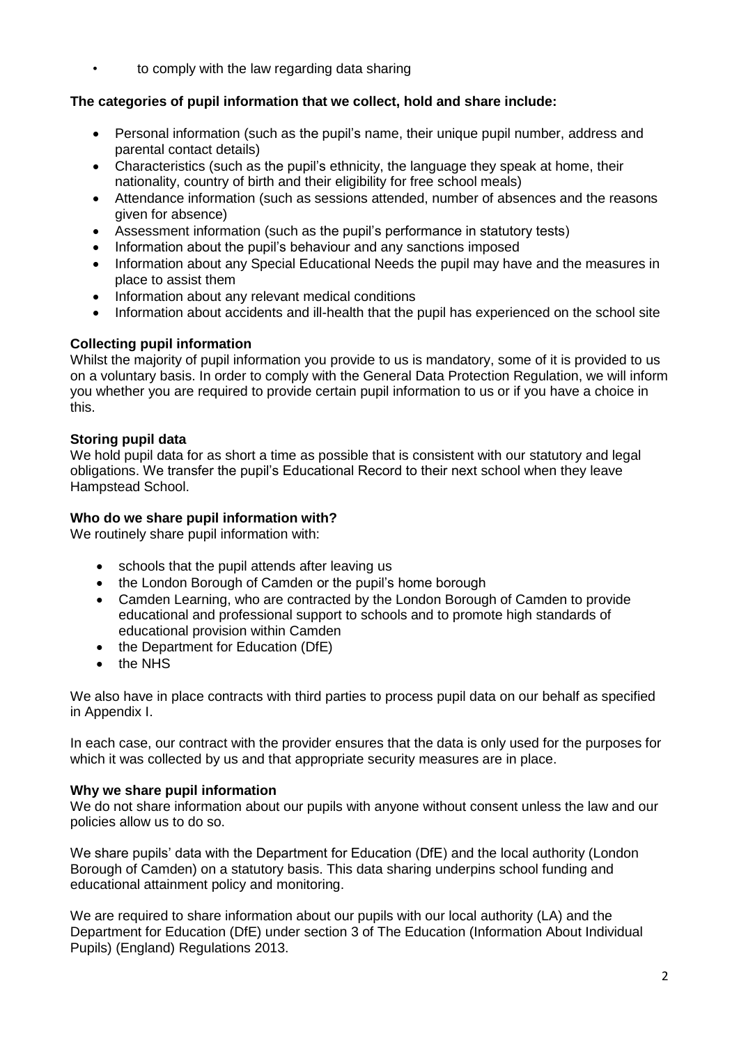- to comply with the law regarding data sharing

**The categories of pupil information that we collect, hold and share include:**

- Personal information (such as the pupil's name, their unique pupil number, address and parental contact details)
- Characteristics (such as the pupil's ethnicity, the language they speak at home, their nationality, country of birth and their eligibility for free school meals)
- Attendance information (such as sessions attended, number of absences and the reasons given for absence)
- Assessment information (such as the pupil's performance in statutory tests)
- Information about the pupil's behaviour and any sanctions imposed
- Information about any Special Educational Needs the pupil may have and the measures in place to assist them
- Information about any relevant medical conditions
- Information about accidents and ill-health that the pupil has experienced on the school site

**Collecting pupil information**

Whilst the majority of pupil information you provide to us is mandatory, some of it is provided to us on a voluntary basis. In order to comply with the General Data Protection Regulation, we will inform you whether you are required to provide certain pupil information to us or if you have a choice in this.

**Storing pupil data**

We hold pupil data for as short a time as possible that is consistent with our statutory and legal obligations. We transfer the pupil's Educational Record to their next school when they leave Hampstead School.

**Who do we share pupil information with?**

We routinely share pupil information with:

- schools that the pupil attends after leaving us
- the London Borough of Camden or the pupil's home borough
- Camden Learning, who are contracted by the London Borough of Camden to provide educational and professional support to schools and to promote high standards of educational provision within Camden
- the Department for Education (DfE)
- the NHS

We also have in place contracts with third parties to process pupil data on our behalf as specified in Appendix I.

In each case, our contract with the provider ensures that the data is only used for the purposes for which it was collected by us and that appropriate security measures are in place.

**Why we share pupil information**

We do not share information about our pupils with anyone without consent unless the law and our policies allow us to do so.

We share pupils' data with the Department for Education (DfE) and the local authority (London Borough of Camden) on a statutory basis. This data sharing underpins school funding and educational attainment policy and monitoring.

We are required to share information about our pupils with our local authority (LA) and the Department for Education (DfE) under section 3 of The Education (Information About Individual Pupils) (England) Regulations 2013.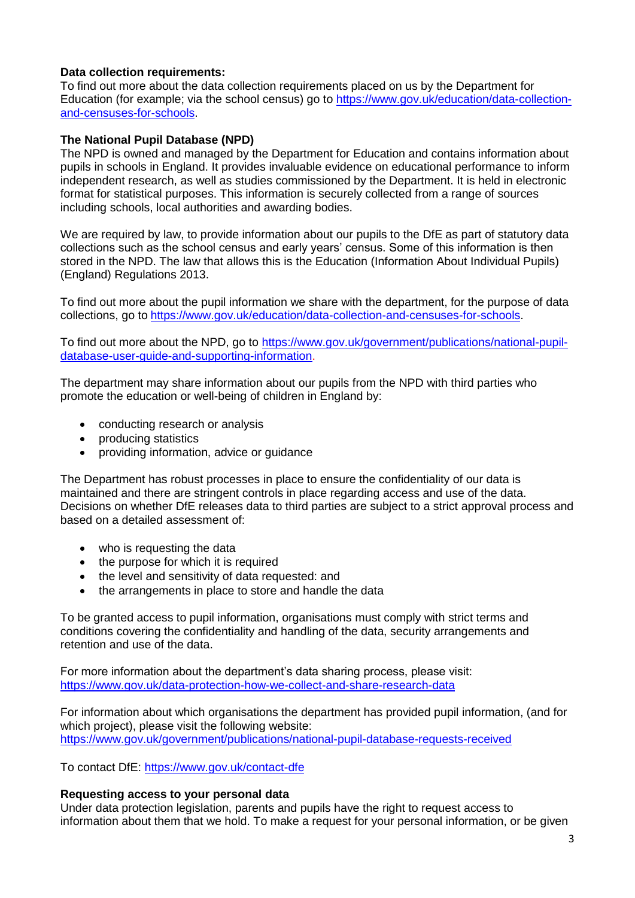**Data collection requirements:**
To find out more about the data collection requirements placed on us by the Department for Education (for example; via the school census) go to https://www.gov.uk/education/data-collection-and-censuses-for-schools.

**The National Pupil Database (NPD)**
The NPD is owned and managed by the Department for Education and contains information about pupils in schools in England. It provides invaluable evidence on educational performance to inform independent research, as well as studies commissioned by the Department. It is held in electronic format for statistical purposes. This information is securely collected from a range of sources including schools, local authorities and awarding bodies.

We are required by law, to provide information about our pupils to the DfE as part of statutory data collections such as the school census and early years' census. Some of this information is then stored in the NPD. The law that allows this is the Education (Information About Individual Pupils) (England) Regulations 2013.

To find out more about the pupil information we share with the department, for the purpose of data collections, go to https://www.gov.uk/education/data-collection-and-censuses-for-schools.

To find out more about the NPD, go to https://www.gov.uk/government/publications/national-pupil-database-user-guide-and-supporting-information.

The department may share information about our pupils from the NPD with third parties who promote the education or well-being of children in England by:

- conducting research or analysis
- producing statistics
- providing information, advice or guidance

The Department has robust processes in place to ensure the confidentiality of our data is maintained and there are stringent controls in place regarding access and use of the data. Decisions on whether DfE releases data to third parties are subject to a strict approval process and based on a detailed assessment of:

- who is requesting the data
- the purpose for which it is required
- the level and sensitivity of data requested: and
- the arrangements in place to store and handle the data

To be granted access to pupil information, organisations must comply with strict terms and conditions covering the confidentiality and handling of the data, security arrangements and retention and use of the data.

For more information about the department's data sharing process, please visit:
https://www.gov.uk/data-protection-how-we-collect-and-share-research-data

For information about which organisations the department has provided pupil information, (and for which project), please visit the following website:
https://www.gov.uk/government/publications/national-pupil-database-requests-received

To contact DfE: https://www.gov.uk/contact-dfe

**Requesting access to your personal data**
Under data protection legislation, parents and pupils have the right to request access to information about them that we hold. To make a request for your personal information, or be given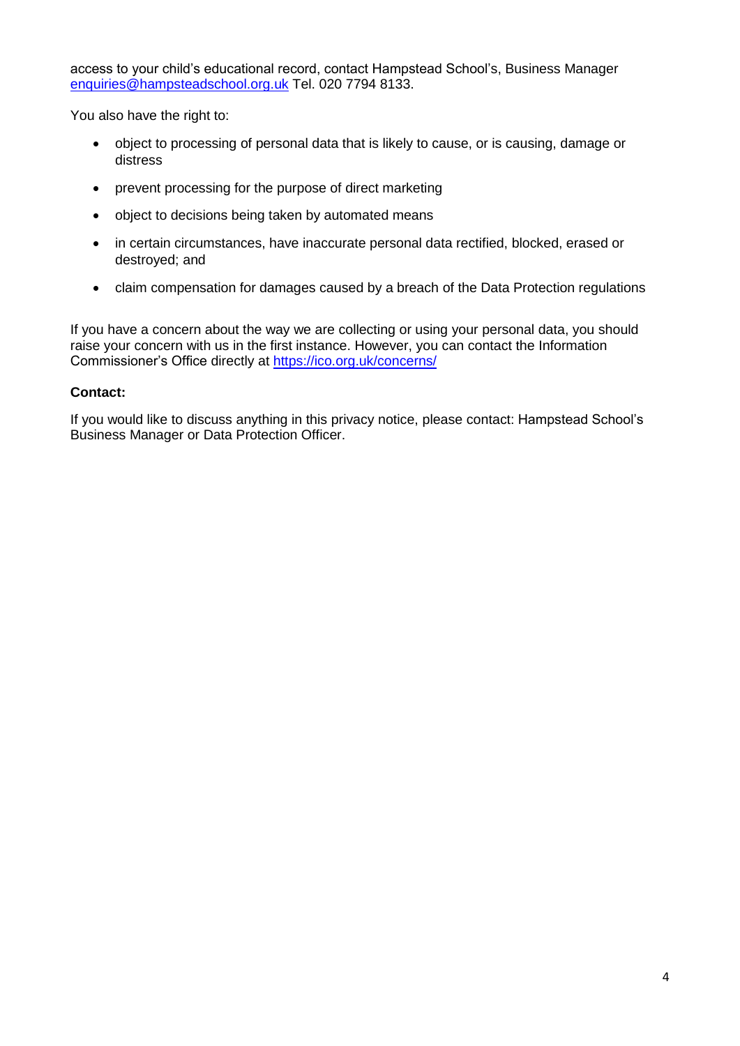access to your child's educational record, contact Hampstead School's, Business Manager enquiries@hampsteadschool.org.uk Tel. 020 7794 8133.

You also have the right to:

- object to processing of personal data that is likely to cause, or is causing, damage or distress
- prevent processing for the purpose of direct marketing
- object to decisions being taken by automated means
- in certain circumstances, have inaccurate personal data rectified, blocked, erased or destroyed; and
- claim compensation for damages caused by a breach of the Data Protection regulations

If you have a concern about the way we are collecting or using your personal data, you should raise your concern with us in the first instance. However, you can contact the Information Commissioner's Office directly at https://ico.org.uk/concerns/

**Contact:**

If you would like to discuss anything in this privacy notice, please contact: Hampstead School's Business Manager or Data Protection Officer.